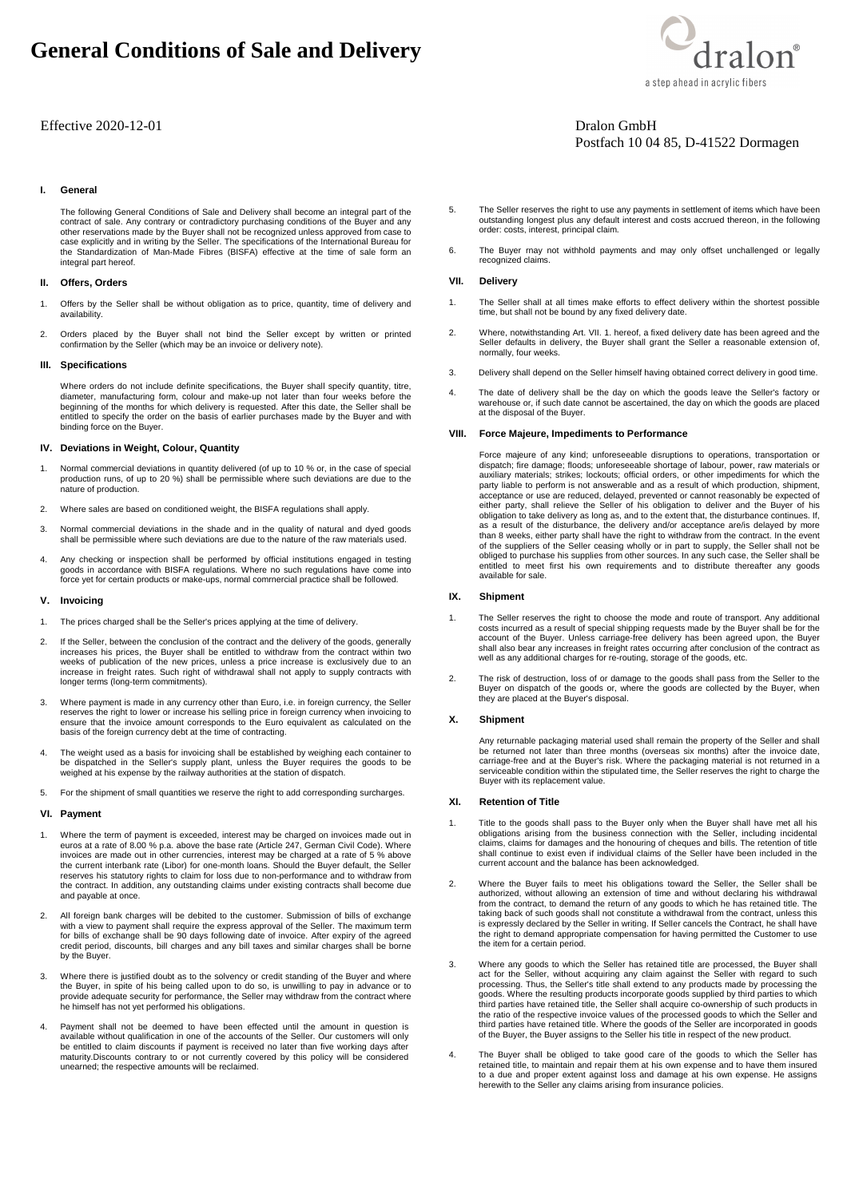# General Conditions of Sale and Delivery

Effective 2020-12-01

Dralon GmbH
Postfach 10 04 85, D-41522 Dormagen

## I. General

The following General Conditions of Sale and Delivery shall become an integral part of the contract of sale. Any contrary or contradictory purchasing conditions of the Buyer and any other reservations made by the Buyer shall not be recognized unless approved from case to case explicitly and in writing by the Seller. The specifications of the International Bureau for the Standardization of Man-Made Fibres (BISFA) effective at the time of sale form an integral part hereof.

## II. Offers, Orders

1. Offers by the Seller shall be without obligation as to price, quantity, time of delivery and availability.
2. Orders placed by the Buyer shall not bind the Seller except by written or printed confirmation by the Seller (which may be an invoice or delivery note).

## III. Specifications

Where orders do not include definite specifications, the Buyer shall specify quantity, titre, diameter, manufacturing form, colour and make-up not later than four weeks before the beginning of the months for which delivery is requested. After this date, the Seller shall be entitled to specify the order on the basis of earlier purchases made by the Buyer and with binding force on the Buyer.

## IV. Deviations in Weight, Colour, Quantity

1. Normal commercial deviations in quantity delivered (of up to 10 % or, in the case of special production runs, of up to 20 %) shall be permissible where such deviations are due to the nature of production.
2. Where sales are based on conditioned weight, the BISFA regulations shall apply.
3. Normal commercial deviations in the shade and in the quality of natural and dyed goods shall be permissible where such deviations are due to the nature of the raw materials used.
4. Any checking or inspection shall be performed by official institutions engaged in testing goods in accordance with BISFA regulations. Where no such regulations have come into force yet for certain products or make-ups, normal commercial practice shall be followed.

## V. Invoicing

1. The prices charged shall be the Seller's prices applying at the time of delivery.
2. If the Seller, between the conclusion of the contract and the delivery of the goods, generally increases his prices, the Buyer shall be entitled to withdraw from the contract within two weeks of publication of the new prices, unless a price increase is exclusively due to an increase in freight rates. Such right of withdrawal shall not apply to supply contracts with longer terms (long-term commitments).
3. Where payment is made in any currency other than Euro, i.e. in foreign currency, the Seller reserves the right to lower or increase his selling price in foreign currency when invoicing to ensure that the invoice amount corresponds to the Euro equivalent as calculated on the basis of the foreign currency debt at the time of contracting.
4. The weight used as a basis for invoicing shall be established by weighing each container to be dispatched in the Seller's supply plant, unless the Buyer requires the goods to be weighed at his expense by the railway authorities at the station of dispatch.
5. For the shipment of small quantities we reserve the right to add corresponding surcharges.

## VI. Payment

1. Where the term of payment is exceeded, interest may be charged on invoices made out in euros at a rate of 8.00 % p.a. above the base rate (Article 247, German Civil Code). Where invoices are made out in other currencies, interest may be charged at a rate of 5 % above the current interbank rate (Libor) for one-month loans. Should the Buyer default, the Seller reserves his statutory rights to claim for loss due to non-performance and to withdraw from the contract. In addition, any outstanding claims under existing contracts shall become due and payable at once.
2. All foreign bank charges will be debited to the customer. Submission of bills of exchange with a view to payment shall require the express approval of the Seller. The maximum term for bills of exchange shall be 90 days following date of invoice. After expiry of the agreed credit period, discounts, bill charges and any bill taxes and similar charges shall be borne by the Buyer.
3. Where there is justified doubt as to the solvency or credit standing of the Buyer and where the Buyer, in spite of his being called upon to do so, is unwilling to pay in advance or to provide adequate security for performance, the Seller may withdraw from the contract where he himself has not yet performed his obligations.
4. Payment shall not be deemed to have been effected until the amount in question is available without qualification in one of the accounts of the Seller. Our customers will only be entitled to claim discounts if payment is received no later than five working days after maturity.Discounts contrary to or not currently covered by this policy will be considered unearned; the respective amounts will be reclaimed.
5. The Seller reserves the right to use any payments in settlement of items which have been outstanding longest plus any default interest and costs accrued thereon, in the following order: costs, interest, principal claim.
6. The Buyer may not withhold payments and may only offset unchallenged or legally recognized claims.

## VII. Delivery

1. The Seller shall at all times make efforts to effect delivery within the shortest possible time, but shall not be bound by any fixed delivery date.
2. Where, notwithstanding Art. VII. 1. hereof, a fixed delivery date has been agreed and the Seller defaults in delivery, the Buyer shall grant the Seller a reasonable extension of, normally, four weeks.
3. Delivery shall depend on the Seller himself having obtained correct delivery in good time.
4. The date of delivery shall be the day on which the goods leave the Seller's factory or warehouse or, if such date cannot be ascertained, the day on which the goods are placed at the disposal of the Buyer.

## VIII. Force Majeure, Impediments to Performance

Force majeure of any kind; unforeseeable disruptions to operations, transportation or dispatch; fire damage; floods; unforeseeable shortage of labour, power, raw materials or auxiliary materials; strikes; lockouts; official orders, or other impediments for which the party liable to perform is not answerable and as a result of which production, shipment, acceptance or use are reduced, delayed, prevented or cannot reasonably be expected of either party, shall relieve the Seller of his obligation to deliver and the Buyer of his obligation to take delivery as long as, and to the extent that, the disturbance continues. If, as a result of the disturbance, the delivery and/or acceptance are/is delayed by more than 8 weeks, either party shall have the right to withdraw from the contract. In the event of the suppliers of the Seller ceasing wholly or in part to supply, the Seller shall not be obliged to purchase his supplies from other sources. In any such case, the Seller shall be entitled to meet first his own requirements and to distribute thereafter any goods available for sale.

## IX. Shipment

1. The Seller reserves the right to choose the mode and route of transport. Any additional costs incurred as a result of special shipping requests made by the Buyer shall be for the account of the Buyer. Unless carriage-free delivery has been agreed upon, the Buyer shall also bear any increases in freight rates occurring after conclusion of the contract as well as any additional charges for re-routing, storage of the goods, etc.
2. The risk of destruction, loss of or damage to the goods shall pass from the Seller to the Buyer on dispatch of the goods or, where the goods are collected by the Buyer, when they are placed at the Buyer's disposal.

## X. Shipment

Any returnable packaging material used shall remain the property of the Seller and shall be returned not later than three months (overseas six months) after the invoice date, carriage-free and at the Buyer's risk. Where the packaging material is not returned in a serviceable condition within the stipulated time, the Seller reserves the right to charge the Buyer with its replacement value.

## XI. Retention of Title

1. Title to the goods shall pass to the Buyer only when the Buyer shall have met all his obligations arising from the business connection with the Seller, including incidental claims, claims for damages and the honouring of cheques and bills. The retention of title shall continue to exist even if individual claims of the Seller have been included in the current account and the balance has been acknowledged.
2. Where the Buyer fails to meet his obligations toward the Seller, the Seller shall be authorized, without allowing an extension of time and without declaring his withdrawal from the contract, to demand the return of any goods to which he has retained title. The taking back of such goods shall not constitute a withdrawal from the contract, unless this is expressly declared by the Seller in writing. If Seller cancels the Contract, he shall have the right to demand appropriate compensation for having permitted the Customer to use the item for a certain period.
3. Where any goods to which the Seller has retained title are processed, the Buyer shall act for the Seller, without acquiring any claim against the Seller with regard to such processing. Thus, the Seller's title shall extend to any products made by processing the goods. Where the resulting products incorporate goods supplied by third parties to which third parties have retained title, the Seller shall acquire co-ownership of such products in the ratio of the respective invoice values of the processed goods to which the Seller and third parties have retained title. Where the goods of the Seller are incorporated in goods of the Buyer, the Buyer assigns to the Seller his title in respect of the new product.
4. The Buyer shall be obliged to take good care of the goods to which the Seller has retained title, to maintain and repair them at his own expense and to have them insured to a due and proper extent against loss and damage at his own expense. He assigns herewith to the Seller any claims arising from insurance policies.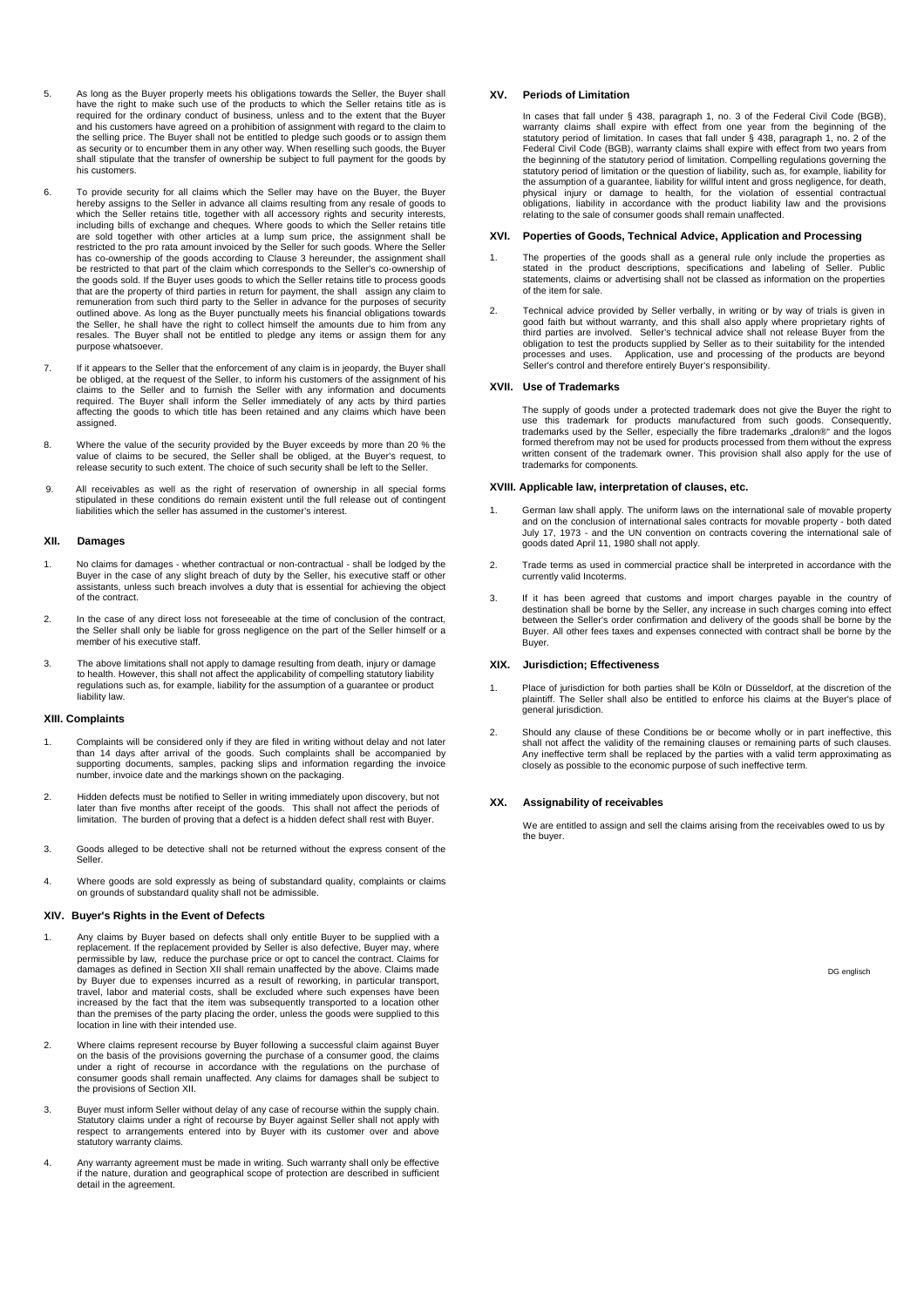5. As long as the Buyer properly meets his obligations towards the Seller, the Buyer shall have the right to make such use of the products to which the Seller retains title as is required for the ordinary conduct of business, unless and to the extent that the Buyer and his customers have agreed on a prohibition of assignment with regard to the claim to the selling price. The Buyer shall not be entitled to pledge such goods or to assign them as security or to encumber them in any other way. When reselling such goods, the Buyer shall stipulate that the transfer of ownership be subject to full payment for the goods by his customers.

6. To provide security for all claims which the Seller may have on the Buyer, the Buyer hereby assigns to the Seller in advance all claims resulting from any resale of goods to which the Seller retains title, together with all accessory rights and security interests, including bills of exchange and cheques. Where goods to which the Seller retains title are sold together with other articles at a lump sum price, the assignment shall be restricted to the pro rata amount invoiced by the Seller for such goods. Where the Seller has co-ownership of the goods according to Clause 3 hereunder, the assignment shall be restricted to that part of the claim which corresponds to the Seller's co-ownership of the goods sold. If the Buyer uses goods to which the Seller retains title to process goods that are the property of third parties in return for payment, the shall assign any claim to remuneration from such third party to the Seller in advance for the purposes of security outlined above. As long as the Buyer punctually meets his financial obligations towards the Seller, he shall have the right to collect himself the amounts due to him from any resales. The Buyer shall not be entitled to pledge any items or assign them for any purpose whatsoever.

7. If it appears to the Seller that the enforcement of any claim is in jeopardy, the Buyer shall be obliged, at the request of the Seller, to inform his customers of the assignment of his claims to the Seller and to furnish the Seller with any information and documents required. The Buyer shall inform the Seller immediately of any acts by third parties affecting the goods to which title has been retained and any claims which have been assigned.

8. Where the value of the security provided by the Buyer exceeds by more than 20 % the value of claims to be secured, the Seller shall be obliged, at the Buyer's request, to release security to such extent. The choice of such security shall be left to the Seller.

9. All receivables as well as the right of reservation of ownership in all special forms stipulated in these conditions do remain existent until the full release out of contingent liabilities which the seller has assumed in the customer's interest.

## XII. Damages

1. No claims for damages - whether contractual or non-contractual - shall be lodged by the Buyer in the case of any slight breach of duty by the Seller, his executive staff or other assistants, unless such breach involves a duty that is essential for achieving the object of the contract.

2. In the case of any direct loss not foreseeable at the time of conclusion of the contract, the Seller shall only be liable for gross negligence on the part of the Seller himself or a member of his executive staff.

3. The above limitations shall not apply to damage resulting from death, injury or damage to health. However, this shall not affect the applicability of compelling statutory liability regulations such as, for example, liability for the assumption of a guarantee or product liability law.

## XIII. Complaints

1. Complaints will be considered only if they are filed in writing without delay and not later than 14 days after arrival of the goods. Such complaints shall be accompanied by supporting documents, samples, packing slips and information regarding the invoice number, invoice date and the markings shown on the packaging.

2. Hidden defects must be notified to Seller in writing immediately upon discovery, but not later than five months after receipt of the goods. This shall not affect the periods of limitation. The burden of proving that a defect is a hidden defect shall rest with Buyer.

3. Goods alleged to be detective shall not be returned without the express consent of the Seller.

4. Where goods are sold expressly as being of substandard quality, complaints or claims on grounds of substandard quality shall not be admissible.

## XIV. Buyer's Rights in the Event of Defects

1. Any claims by Buyer based on defects shall only entitle Buyer to be supplied with a replacement. If the replacement provided by Seller is also defective, Buyer may, where permissible by law, reduce the purchase price or opt to cancel the contract. Claims for damages as defined in Section XII shall remain unaffected by the above. Claims made by Buyer due to expenses incurred as a result of reworking, in particular transport, travel, labor and material costs, shall be excluded where such expenses have been increased by the fact that the item was subsequently transported to a location other than the premises of the party placing the order, unless the goods were supplied to this location in line with their intended use.

2. Where claims represent recourse by Buyer following a successful claim against Buyer on the basis of the provisions governing the purchase of a consumer good, the claims under a right of recourse in accordance with the regulations on the purchase of consumer goods shall remain unaffected. Any claims for damages shall be subject to the provisions of Section XII.

3. Buyer must inform Seller without delay of any case of recourse within the supply chain. Statutory claims under a right of recourse by Buyer against Seller shall not apply with respect to arrangements entered into by Buyer with its customer over and above statutory warranty claims.

4. Any warranty agreement must be made in writing. Such warranty shall only be effective if the nature, duration and geographical scope of protection are described in sufficient detail in the agreement.

## XV. Periods of Limitation

In cases that fall under § 438, paragraph 1, no. 3 of the Federal Civil Code (BGB), warranty claims shall expire with effect from one year from the beginning of the statutory period of limitation. In cases that fall under § 438, paragraph 1, no. 2 of the Federal Civil Code (BGB), warranty claims shall expire with effect from two years from the beginning of the statutory period of limitation. Compelling regulations governing the statutory period of limitation or the question of liability, such as, for example, liability for the assumption of a guarantee, liability for willful intent and gross negligence, for death, physical injury or damage to health, for the violation of essential contractual obligations, liability in accordance with the product liability law and the provisions relating to the sale of consumer goods shall remain unaffected.

## XVI. Poperties of Goods, Technical Advice, Application and Processing

1. The properties of the goods shall as a general rule only include the properties as stated in the product descriptions, specifications and labeling of Seller. Public statements, claims or advertising shall not be classed as information on the properties of the item for sale.

2. Technical advice provided by Seller verbally, in writing or by way of trials is given in good faith but without warranty, and this shall also apply where proprietary rights of third parties are involved. Seller's technical advice shall not release Buyer from the obligation to test the products supplied by Seller as to their suitability for the intended processes and uses. Application, use and processing of the products are beyond Seller's control and therefore entirely Buyer's responsibility.

## XVII. Use of Trademarks

The supply of goods under a protected trademark does not give the Buyer the right to use this trademark for products manufactured from such goods. Consequently, trademarks used by the Seller, especially the fibre trademarks „dralon®“ and the logos formed therefrom may not be used for products processed from them without the express written consent of the trademark owner. This provision shall also apply for the use of trademarks for components.

## XVIII. Applicable law, interpretation of clauses, etc.

1. German law shall apply. The uniform laws on the international sale of movable property and on the conclusion of international sales contracts for movable property - both dated July 17, 1973 - and the UN convention on contracts covering the international sale of goods dated April 11, 1980 shall not apply.

2. Trade terms as used in commercial practice shall be interpreted in accordance with the currently valid Incoterms.

3. If it has been agreed that customs and import charges payable in the country of destination shall be borne by the Seller, any increase in such charges coming into effect between the Seller's order confirmation and delivery of the goods shall be borne by the Buyer. All other fees taxes and expenses connected with contract shall be borne by the Buyer.

## XIX. Jurisdiction; Effectiveness

1. Place of jurisdiction for both parties shall be Köln or Düsseldorf, at the discretion of the plaintiff. The Seller shall also be entitled to enforce his claims at the Buyer's place of general jurisdiction.

2. Should any clause of these Conditions be or become wholly or in part ineffective, this shall not affect the validity of the remaining clauses or remaining parts of such clauses. Any ineffective term shall be replaced by the parties with a valid term approximating as closely as possible to the economic purpose of such ineffective term.

## XX. Assignability of receivables

We are entitled to assign and sell the claims arising from the receivables owed to us by the buyer.

DG englisch